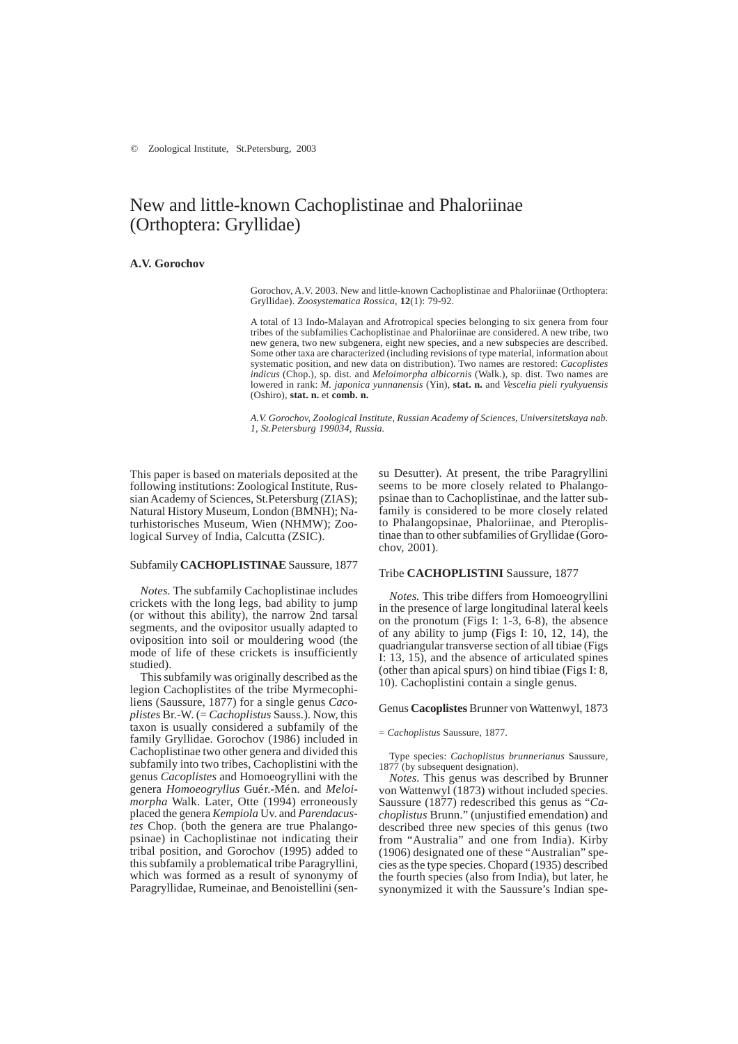© Zoological Institute, St.Petersburg, 2003

# New and little-known Cachoplistinae and Phaloriinae (Orthoptera: Gryllidae)

**A.V. Gorochov**

Gorochov, A.V. 2003. New and little-known Cachoplistinae and Phaloriinae (Orthoptera: Gryllidae). *Zoosystematica Rossica*, **12**(1): 79-92.

A total of 13 Indo-Malayan and Afrotropical species belonging to six genera from four tribes of the subfamilies Cachoplistinae and Phaloriinae are considered. A new tribe, two new genera, two new subgenera, eight new species, and a new subspecies are described. Some other taxa are characterized (including revisions of type material, information about systematic position, and new data on distribution). Two names are restored: *Cacoplistes indicus* (Chop.), sp. dist. and *Meloimorpha albicornis* (Walk.), sp. dist. Two names are lowered in rank: *M. japonica yunnanensis* (Yin), **stat. n.** and *Vescelia pieli ryukyuensis* (Oshiro), **stat. n.** et **comb. n.**

*A.V. Gorochov, Zoological Institute, Russian Academy of Sciences, Universitetskaya nab. 1, St.Petersburg 199034, Russia.*

This paper is based on materials deposited at the following institutions: Zoological Institute, Russian Academy of Sciences, St.Petersburg (ZIAS); Natural History Museum, London (BMNH); Naturhistorisches Museum, Wien (NHMW); Zoological Survey of India, Calcutta (ZSIC).

## Subfamily **CACHOPLISTINAE** Saussure, 1877

*Notes.* The subfamily Cachoplistinae includes crickets with the long legs, bad ability to jump (or without this ability), the narrow 2nd tarsal segments, and the ovipositor usually adapted to oviposition into soil or mouldering wood (the mode of life of these crickets is insufficiently studied).

This subfamily was originally described as the legion Cachoplistites of the tribe Myrmecophiliens (Saussure, 1877) for a single genus *Cacoplistes* Br.-W. (= *Cachoplistus* Sauss.). Now, this taxon is usually considered a subfamily of the family Gryllidae. Gorochov (1986) included in Cachoplistinae two other genera and divided this subfamily into two tribes, Cachoplistini with the genus *Cacoplistes* and Homoeogryllini with the genera *Homoeogryllus* Guér.-Mén. and *Meloimorpha* Walk. Later, Otte (1994) erroneously placed the genera *Kempiola* Uv. and *Parendacustes* Chop. (both the genera are true Phalangopsinae) in Cachoplistinae not indicating their tribal position, and Gorochov (1995) added to this subfamily a problematical tribe Paragryllini, which was formed as a result of synonymy of Paragryllidae, Rumeinae, and Benoistellini (sensu Desutter). At present, the tribe Paragryllini seems to be more closely related to Phalangopsinae than to Cachoplistinae, and the latter subfamily is considered to be more closely related to Phalangopsinae, Phaloriinae, and Pteroplistinae than to other subfamilies of Gryllidae (Gorochov, 2001).

### Tribe **CACHOPLISTINI** Saussure, 1877

*Notes.* This tribe differs from Homoeogryllini in the presence of large longitudinal lateral keels on the pronotum (Figs I: 1-3, 6-8), the absence of any ability to jump (Figs I: 10, 12, 14), the quadriangular transverse section of all tibiae (Figs I: 13, 15), and the absence of articulated spines (other than apical spurs) on hind tibiae (Figs I: 8, 10). Cachoplistini contain a single genus.

#### Genus **Cacoplistes** Brunner von Wattenwyl, 1873

= *Cachoplistus* Saussure, 1877.

Type species: *Cachoplistus brunnerianus* Saussure, 1877 (by subsequent designation).

*Notes.* This genus was described by Brunner von Wattenwyl (1873) without included species. Saussure (1877) redescribed this genus as "*Cachoplistus* Brunn." (unjustified emendation) and described three new species of this genus (two from "Australia" and one from India). Kirby (1906) designated one of these "Australian" species as the type species. Chopard (1935) described the fourth species (also from India), but later, he synonymized it with the Saussure's Indian spe-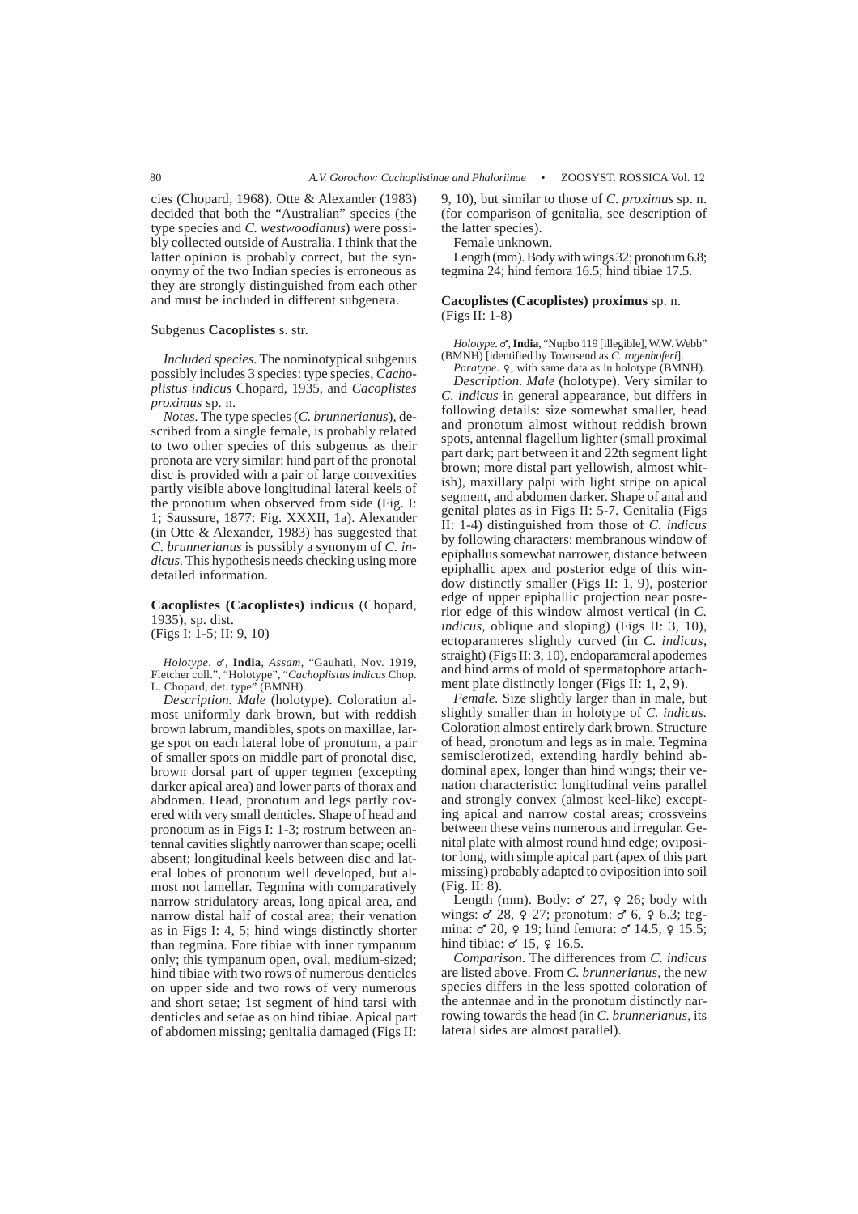cies (Chopard, 1968). Otte & Alexander (1983) decided that both the "Australian" species (the type species and *C. westwoodianus*) were possibly collected outside of Australia. I think that the latter opinion is probably correct, but the synonymy of the two Indian species is erroneous as they are strongly distinguished from each other and must be included in different subgenera.

Subgenus **Cacoplistes** s. str.

*Included species.* The nominotypical subgenus possibly includes 3 species: type species, *Cachoplistus indicus* Chopard, 1935, and *Cacoplistes proximus* sp. n.

*Notes.* The type species (*C. brunnerianus*), described from a single female, is probably related to two other species of this subgenus as their pronota are very similar: hind part of the pronotal disc is provided with a pair of large convexities partly visible above longitudinal lateral keels of the pronotum when observed from side (Fig. I: 1; Saussure, 1877: Fig. XXXII, 1a). Alexander (in Otte & Alexander, 1983) has suggested that *C. brunnerianus* is possibly a synonym of *C. indicus.* This hypothesis needs checking using more detailed information.

**Cacoplistes (Cacoplistes) indicus** (Chopard, 1935), sp. dist.
(Figs I: 1-5; II: 9, 10)

*Holotype.* ♂, **India**, *Assam*, "Gauhati, Nov. 1919, Fletcher coll.", "Holotype", "*Cachoplistus indicus* Chop. L. Chopard, det. type" (BMNH).

*Description. Male* (holotype). Coloration almost uniformly dark brown, but with reddish brown labrum, mandibles, spots on maxillae, large spot on each lateral lobe of pronotum, a pair of smaller spots on middle part of pronotal disc, brown dorsal part of upper tegmen (excepting darker apical area) and lower parts of thorax and abdomen. Head, pronotum and legs partly covered with very small denticles. Shape of head and pronotum as in Figs I: 1-3; rostrum between antennal cavities slightly narrower than scape; ocelli absent; longitudinal keels between disc and lateral lobes of pronotum well developed, but almost not lamellar. Tegmina with comparatively narrow stridulatory areas, long apical area, and narrow distal half of costal area; their venation as in Figs I: 4, 5; hind wings distinctly shorter than tegmina. Fore tibiae with inner tympanum only; this tympanum open, oval, medium-sized; hind tibiae with two rows of numerous denticles on upper side and two rows of very numerous and short setae; 1st segment of hind tarsi with denticles and setae as on hind tibiae. Apical part of abdomen missing; genitalia damaged (Figs II: 9, 10), but similar to those of *C. proximus* sp. n. (for comparison of genitalia, see description of the latter species).

Female unknown.

Length (mm). Body with wings 32; pronotum 6.8; tegmina 24; hind femora 16.5; hind tibiae 17.5.

**Cacoplistes (Cacoplistes) proximus** sp. n.
(Figs II: 1-8)

*Holotype.* ♂, **India**, "Nupbo 119 [illegible], W.W. Webb" (BMNH) [identified by Townsend as *C. rogenhoferi*].

*Paratype.* ♀, with same data as in holotype (BMNH).

*Description. Male* (holotype). Very similar to *C. indicus* in general appearance, but differs in following details: size somewhat smaller, head and pronotum almost without reddish brown spots, antennal flagellum lighter (small proximal part dark; part between it and 22th segment light brown; more distal part yellowish, almost whitish), maxillary palpi with light stripe on apical segment, and abdomen darker. Shape of anal and genital plates as in Figs II: 5-7. Genitalia (Figs II: 1-4) distinguished from those of *C. indicus* by following characters: membranous window of epiphallus somewhat narrower, distance between epiphallic apex and posterior edge of this window distinctly smaller (Figs II: 1, 9), posterior edge of upper epiphallic projection near posterior edge of this window almost vertical (in *C. indicus*, oblique and sloping) (Figs II: 3, 10), ectoparameres slightly curved (in *C. indicus*, straight) (Figs II: 3, 10), endoparameral apodemes and hind arms of mold of spermatophore attachment plate distinctly longer (Figs II: 1, 2, 9).

*Female.* Size slightly larger than in male, but slightly smaller than in holotype of *C. indicus.* Coloration almost entirely dark brown. Structure of head, pronotum and legs as in male. Tegmina semisclerotized, extending hardly behind abdominal apex, longer than hind wings; their venation characteristic: longitudinal veins parallel and strongly convex (almost keel-like) excepting apical and narrow costal areas; crossveins between these veins numerous and irregular. Genital plate with almost round hind edge; ovipositor long, with simple apical part (apex of this part missing) probably adapted to oviposition into soil (Fig. II: 8).

Length (mm). Body: ♂ 27, ♀ 26; body with wings: ♂ 28, ♀ 27; pronotum: ♂ 6, ♀ 6.3; tegmina: ♂ 20, ♀ 19; hind femora: ♂ 14.5, ♀ 15.5; hind tibiae: ♂ 15, ♀ 16.5.

*Comparison.* The differences from *C. indicus* are listed above. From *C. brunnerianus*, the new species differs in the less spotted coloration of the antennae and in the pronotum distinctly narrowing towards the head (in *C. brunnerianus*, its lateral sides are almost parallel).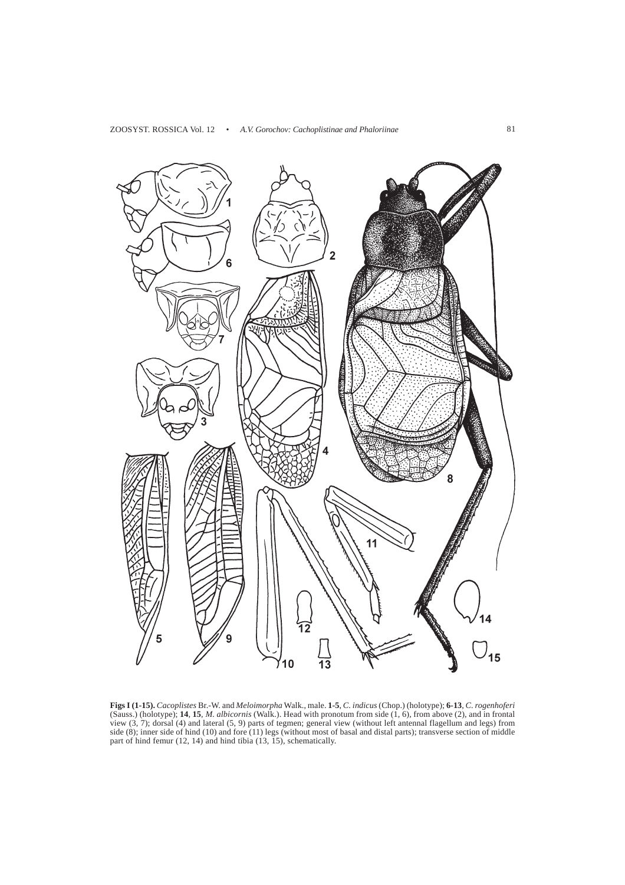**Figs I (1-15).** *Cacoplistes* Br.-W. and *Meloimorpha* Walk., male. **1-5**, *C. indicus* (Chop.) (holotype); **6-13**, *C. rogenhoferi* (Sauss.) (holotype); **14**, **15**, *M. albicornis* (Walk.). Head with pronotum from side (1, 6), from above (2), and in frontal view (3, 7); dorsal (4) and lateral (5, 9) parts of tegmen; general view (without left antennal flagellum and legs) from side (8); inner side of hind (10) and fore (11) legs (without most of basal and distal parts); transverse section of middle part of hind femur (12, 14) and hind tibia (13, 15), schematically.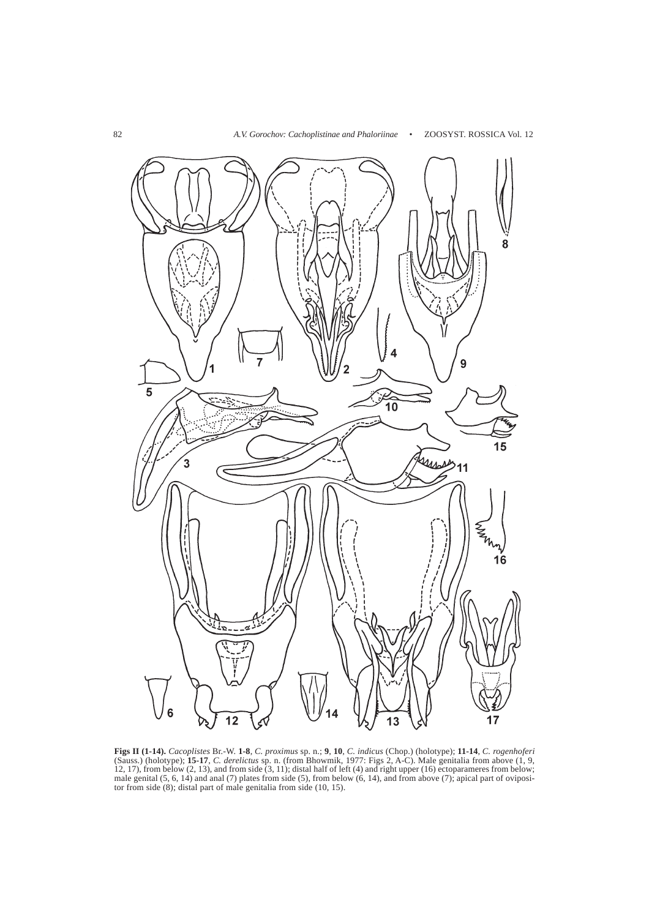**Figs II (1-14).** *Cacoplistes* Br.-W. **1-8**, *C. proximus* sp. n.; **9**, **10**, *C. indicus* (Chop.) (holotype); **11-14**, *C. rogenhoferi* (Sauss.) (holotype); **15-17**, *C. derelictus* sp. n. (from Bhowmik, 1977: Figs 2, A-C). Male genitalia from above (1, 9, 12, 17), from below (2, 13), and from side (3, 11); distal half of left (4) and right upper (16) ectoparameres from below; male genital (5, 6, 14) and anal (7) plates from side (5), from below (6, 14), and from above (7); apical part of ovipositor from side (8); distal part of male genitalia from side (10, 15).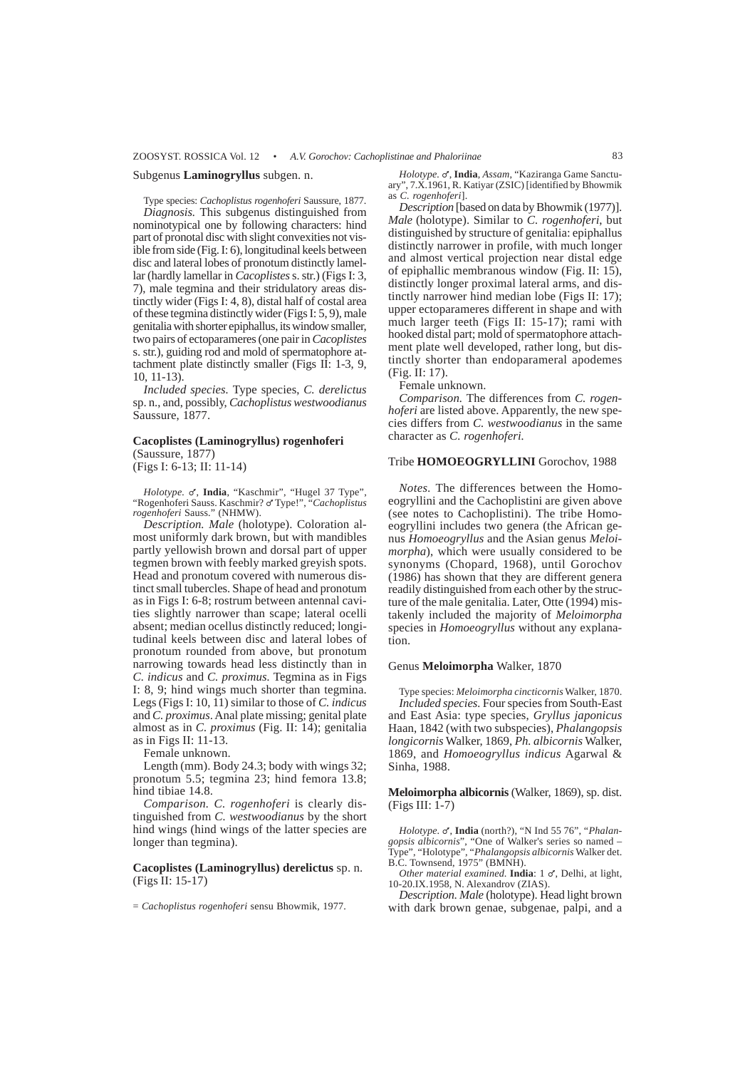Subgenus **Laminogryllus** subgen. n.

Type species: *Cachoplistus rogenhoferi* Saussure, 1877.

*Diagnosis.* This subgenus distinguished from nominotypical one by following characters: hind part of pronotal disc with slight convexities not visible from side (Fig. I: 6), longitudinal keels between disc and lateral lobes of pronotum distinctly lamellar (hardly lamellar in *Cacoplistes* s. str.) (Figs I: 3, 7), male tegmina and their stridulatory areas distinctly wider (Figs I: 4, 8), distal half of costal area of these tegmina distinctly wider (Figs I: 5, 9), male genitalia with shorter epiphallus, its window smaller, two pairs of ectoparameres (one pair in *Cacoplistes* s. str.), guiding rod and mold of spermatophore attachment plate distinctly smaller (Figs II: 1-3, 9, 10, 11-13).

*Included species.* Type species, *C. derelictus* sp. n., and, possibly, *Cachoplistus westwoodianus* Saussure, 1877.

**Cacoplistes (Laminogryllus) rogenhoferi** (Saussure, 1877)
(Figs I: 6-13; II: 11-14)

*Holotype.* ♂, **India**, "Kaschmir", "Hugel 37 Type", "Rogenhoferi Sauss. Kaschmir? ♂ Type!", "*Cachoplistus rogenhoferi* Sauss." (NHMW).

*Description. Male* (holotype). Coloration almost uniformly dark brown, but with mandibles partly yellowish brown and dorsal part of upper tegmen brown with feebly marked greyish spots. Head and pronotum covered with numerous distinct small tubercles. Shape of head and pronotum as in Figs I: 6-8; rostrum between antennal cavities slightly narrower than scape; lateral ocelli absent; median ocellus distinctly reduced; longitudinal keels between disc and lateral lobes of pronotum rounded from above, but pronotum narrowing towards head less distinctly than in *C. indicus* and *C. proximus*. Tegmina as in Figs I: 8, 9; hind wings much shorter than tegmina. Legs (Figs I: 10, 11) similar to those of *C. indicus* and *C. proximus*. Anal plate missing; genital plate almost as in *C. proximus* (Fig. II: 14); genitalia as in Figs II: 11-13.

Female unknown.

Length (mm). Body 24.3; body with wings 32; pronotum 5.5; tegmina 23; hind femora 13.8; hind tibiae 14.8.

*Comparison. C. rogenhoferi* is clearly distinguished from *C. westwoodianus* by the short hind wings (hind wings of the latter species are longer than tegmina).

**Cacoplistes (Laminogryllus) derelictus** sp. n.
(Figs II: 15-17)

= *Cachoplistus rogenhoferi* sensu Bhowmik, 1977.

*Holotype.* ♂, **India**, *Assam*, "Kaziranga Game Sanctuary", 7.X.1961, R. Katiyar (ZSIC) [identified by Bhowmik as *C. rogenhoferi*].

*Description* [based on data by Bhowmik (1977)]. *Male* (holotype). Similar to *C. rogenhoferi*, but distinguished by structure of genitalia: epiphallus distinctly narrower in profile, with much longer and almost vertical projection near distal edge of epiphallic membranous window (Fig. II: 15), distinctly longer proximal lateral arms, and distinctly narrower hind median lobe (Figs II: 17); upper ectoparameres different in shape and with much larger teeth (Figs II: 15-17); rami with hooked distal part; mold of spermatophore attachment plate well developed, rather long, but distinctly shorter than endoparameral apodemes (Fig. II: 17).

Female unknown.

*Comparison.* The differences from *C. rogenhoferi* are listed above. Apparently, the new species differs from *C. westwoodianus* in the same character as *C. rogenhoferi.*

## Tribe **HOMOEOGRYLLINI** Gorochov, 1988

*Notes.* The differences between the Homoeogryllini and the Cachoplistini are given above (see notes to Cachoplistini). The tribe Homoeogryllini includes two genera (the African genus *Homoeogryllus* and the Asian genus *Meloimorpha*), which were usually considered to be synonyms (Chopard, 1968), until Gorochov (1986) has shown that they are different genera readily distinguished from each other by the structure of the male genitalia. Later, Otte (1994) mistakenly included the majority of *Meloimorpha* species in *Homoeogryllus* without any explanation.

### Genus **Meloimorpha** Walker, 1870

Type species: *Meloimorpha cincticornis* Walker, 1870.

*Included species.* Four species from South-East and East Asia: type species, *Gryllus japonicus* Haan, 1842 (with two subspecies), *Phalangopsis longicornis* Walker, 1869, *Ph. albicornis* Walker, 1869, and *Homoeogryllus indicus* Agarwal & Sinha, 1988.

**Meloimorpha albicornis** (Walker, 1869), sp. dist.
(Figs III: 1-7)

*Holotype.* ♂, **India** (north?), "N Ind 55 76", "*Phalangopsis albicornis*", "One of Walker's series so named – Type", "Holotype", "*Phalangopsis albicornis* Walker det. B.C. Townsend, 1975" (BMNH).

*Other material examined.* **India**: 1 ♂, Delhi, at light, 10-20.IX.1958, N. Alexandrov (ZIAS).

*Description. Male* (holotype). Head light brown with dark brown genae, subgenae, palpi, and a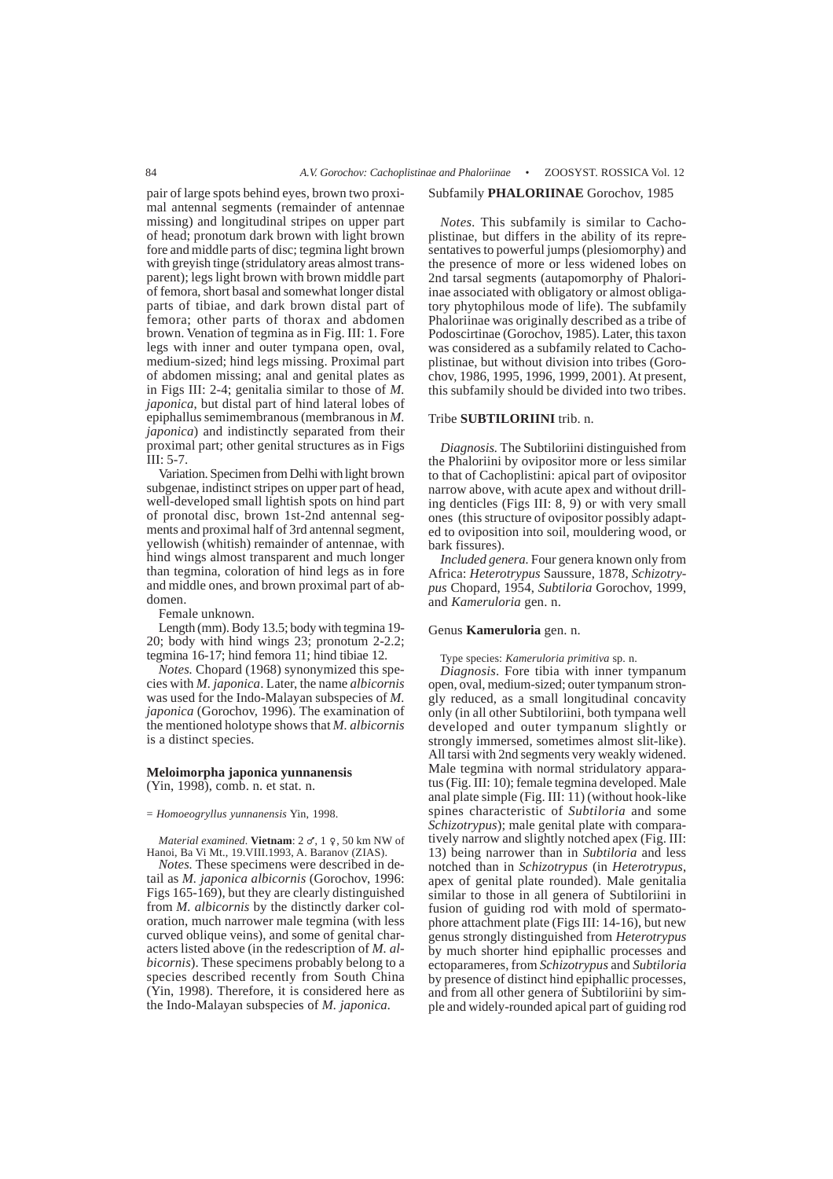pair of large spots behind eyes, brown two proximal antennal segments (remainder of antennae missing) and longitudinal stripes on upper part of head; pronotum dark brown with light brown fore and middle parts of disc; tegmina light brown with greyish tinge (stridulatory areas almost transparent); legs light brown with brown middle part of femora, short basal and somewhat longer distal parts of tibiae, and dark brown distal part of femora; other parts of thorax and abdomen brown. Venation of tegmina as in Fig. III: 1. Fore legs with inner and outer tympana open, oval, medium-sized; hind legs missing. Proximal part of abdomen missing; anal and genital plates as in Figs III: 2-4; genitalia similar to those of *M. japonica*, but distal part of hind lateral lobes of epiphallus semimembranous (membranous in *M. japonica*) and indistinctly separated from their proximal part; other genital structures as in Figs III: 5-7.

Variation. Specimen from Delhi with light brown subgenae, indistinct stripes on upper part of head, well-developed small lightish spots on hind part of pronotal disc, brown 1st-2nd antennal segments and proximal half of 3rd antennal segment, yellowish (whitish) remainder of antennae, with hind wings almost transparent and much longer than tegmina, coloration of hind legs as in fore and middle ones, and brown proximal part of abdomen.

Female unknown.

Length (mm). Body 13.5; body with tegmina 19-20; body with hind wings 23; pronotum 2-2.2; tegmina 16-17; hind femora 11; hind tibiae 12.

*Notes.* Chopard (1968) synonymized this species with *M. japonica*. Later, the name *albicornis* was used for the Indo-Malayan subspecies of *M. japonica* (Gorochov, 1996). The examination of the mentioned holotype shows that *M. albicornis* is a distinct species.

**Meloimorpha japonica yunnanensis** (Yin, 1998), comb. n. et stat. n.

= *Homoeogryllus yunnanensis* Yin, 1998.

*Material examined.* **Vietnam**: 2 ♂, 1 ♀, 50 km NW of Hanoi, Ba Vi Mt., 19.VIII.1993, A. Baranov (ZIAS).

*Notes.* These specimens were described in detail as *M. japonica albicornis* (Gorochov, 1996: Figs 165-169), but they are clearly distinguished from *M. albicornis* by the distinctly darker coloration, much narrower male tegmina (with less curved oblique veins), and some of genital characters listed above (in the redescription of *M. albicornis*). These specimens probably belong to a species described recently from South China (Yin, 1998). Therefore, it is considered here as the Indo-Malayan subspecies of *M. japonica*.

## Subfamily **PHALORIINAE** Gorochov, 1985

*Notes.* This subfamily is similar to Cachoplistinae, but differs in the ability of its representatives to powerful jumps (plesiomorphy) and the presence of more or less widened lobes on 2nd tarsal segments (autapomorphy of Phaloriinae associated with obligatory or almost obligatory phytophilous mode of life). The subfamily Phaloriinae was originally described as a tribe of Podoscirtinae (Gorochov, 1985). Later, this taxon was considered as a subfamily related to Cachoplistinae, but without division into tribes (Gorochov, 1986, 1995, 1996, 1999, 2001). At present, this subfamily should be divided into two tribes.

### Tribe **SUBTILORIINI** trib. n.

*Diagnosis.* The Subtiloriini distinguished from the Phaloriini by ovipositor more or less similar to that of Cachoplistini: apical part of ovipositor narrow above, with acute apex and without drilling denticles (Figs III: 8, 9) or with very small ones (this structure of ovipositor possibly adapted to oviposition into soil, mouldering wood, or bark fissures).

*Included genera.* Four genera known only from Africa: *Heterotrypus* Saussure, 1878, *Schizotrypus* Chopard, 1954, *Subtiloria* Gorochov, 1999, and *Kameruloria* gen. n.

#### Genus **Kameruloria** gen. n.

Type species: *Kameruloria primitiva* sp. n.

*Diagnosis*. Fore tibia with inner tympanum open, oval, medium-sized; outer tympanum strongly reduced, as a small longitudinal concavity only (in all other Subtiloriini, both tympana well developed and outer tympanum slightly or strongly immersed, sometimes almost slit-like). All tarsi with 2nd segments very weakly widened. Male tegmina with normal stridulatory apparatus (Fig. III: 10); female tegmina developed. Male anal plate simple (Fig. III: 11) (without hook-like spines characteristic of *Subtiloria* and some *Schizotrypus*); male genital plate with comparatively narrow and slightly notched apex (Fig. III: 13) being narrower than in *Subtiloria* and less notched than in *Schizotrypus* (in *Heterotrypus*, apex of genital plate rounded). Male genitalia similar to those in all genera of Subtiloriini in fusion of guiding rod with mold of spermatophore attachment plate (Figs III: 14-16), but new genus strongly distinguished from *Heterotrypus* by much shorter hind epiphallic processes and ectoparameres, from *Schizotrypus* and *Subtiloria* by presence of distinct hind epiphallic processes, and from all other genera of Subtiloriini by simple and widely-rounded apical part of guiding rod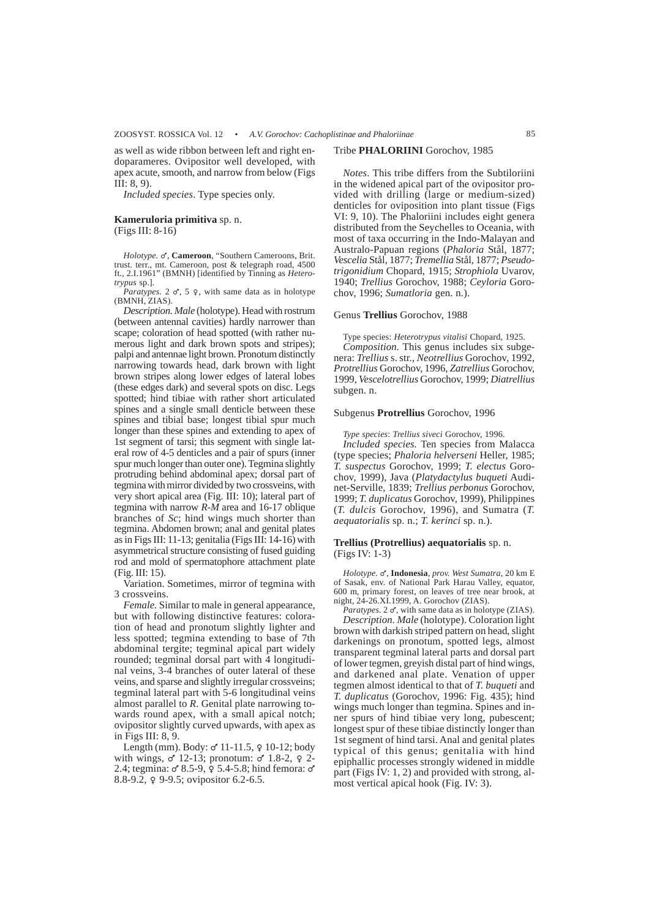as well as wide ribbon between left and right endoparameres. Ovipositor well developed, with apex acute, smooth, and narrow from below (Figs III: 8, 9).

*Included species*. Type species only.

### Kameruloria primitiva sp. n.
(Figs III: 8-16)

*Holotype*. ♂, **Cameroon**, "Southern Cameroons, Brit. trust. terr., mt. Cameroon, post & telegraph road, 4500 ft., 2.I.1961" (BMNH) [identified by Tinning as *Heterotrypus* sp.].

*Paratypes*. 2 ♂, 5 ♀, with same data as in holotype (BMNH, ZIAS).

*Description. Male* (holotype). Head with rostrum (between antennal cavities) hardly narrower than scape; coloration of head spotted (with rather numerous light and dark brown spots and stripes); palpi and antennae light brown. Pronotum distinctly narrowing towards head, dark brown with light brown stripes along lower edges of lateral lobes (these edges dark) and several spots on disc. Legs spotted; hind tibiae with rather short articulated spines and a single small denticle between these spines and tibial base; longest tibial spur much longer than these spines and extending to apex of 1st segment of tarsi; this segment with single lateral row of 4-5 denticles and a pair of spurs (inner spur much longer than outer one). Tegmina slightly protruding behind abdominal apex; dorsal part of tegmina with mirror divided by two crossveins, with very short apical area (Fig. III: 10); lateral part of tegmina with narrow *R-M* area and 16-17 oblique branches of *Sc*; hind wings much shorter than tegmina. Abdomen brown; anal and genital plates as in Figs III: 11-13; genitalia (Figs III: 14-16) with asymmetrical structure consisting of fused guiding rod and mold of spermatophore attachment plate (Fig. III: 15).

Variation. Sometimes, mirror of tegmina with 3 crossveins.

*Female*. Similar to male in general appearance, but with following distinctive features: coloration of head and pronotum slightly lighter and less spotted; tegmina extending to base of 7th abdominal tergite; tegminal apical part widely rounded; tegminal dorsal part with 4 longitudinal veins, 3-4 branches of outer lateral of these veins, and sparse and slightly irregular crossveins; tegminal lateral part with 5-6 longitudinal veins almost parallel to *R*. Genital plate narrowing towards round apex, with a small apical notch; ovipositor slightly curved upwards, with apex as in Figs III: 8, 9.

Length (mm). Body: ♂ 11-11.5, ♀ 10-12; body with wings, ♂ 12-13; pronotum: ♂ 1.8-2, ♀ 2-2.4; tegmina: ♂ 8.5-9, ♀ 5.4-5.8; hind femora: ♂ 8.8-9.2, ♀ 9-9.5; ovipositor 6.2-6.5.

## Tribe PHALORIINI Gorochov, 1985

*Notes*. This tribe differs from the Subtiloriini in the widened apical part of the ovipositor provided with drilling (large or medium-sized) denticles for oviposition into plant tissue (Figs VI: 9, 10). The Phaloriini includes eight genera distributed from the Seychelles to Oceania, with most of taxa occurring in the Indo-Malayan and Australo-Papuan regions (*Phaloria* Stål, 1877; *Vescelia* Stål, 1877; *Tremellia* Stål, 1877; *Pseudotrigonidium* Chopard, 1915; *Strophiola* Uvarov, 1940; *Trellius* Gorochov, 1988; *Ceyloria* Gorochov, 1996; *Sumatloria* gen. n.).

### Genus Trellius Gorochov, 1988

Type species: *Heterotrypus vitalisi* Chopard, 1925.

*Composition*. This genus includes six subgenera: *Trellius* s. str., *Neotrellius* Gorochov, 1992, *Protrellius* Gorochov, 1996, *Zatrellius* Gorochov, 1999, *Vescelotrellius* Gorochov, 1999; *Diatrellius* subgen. n.

### Subgenus Protrellius Gorochov, 1996

*Type species*: *Trellius siveci* Gorochov, 1996.

*Included species*. Ten species from Malacca (type species; *Phaloria helverseni* Heller, 1985; *T. suspectus* Gorochov, 1999; *T. electus* Gorochov, 1999), Java (*Platydactylus buqueti* Audinet-Serville, 1839; *Trellius perbonus* Gorochov, 1999; *T. duplicatus* Gorochov, 1999), Philippines (*T. dulcis* Gorochov, 1996), and Sumatra (*T. aequatorialis* sp. n.; *T. kerinci* sp. n.).

### Trellius (Protrellius) aequatorialis sp. n.
(Figs IV: 1-3)

*Holotype*. ♂, **Indonesia**, *prov. West Sumatra*, 20 km E of Sasak, env. of National Park Harau Valley, equator, 600 m, primary forest, on leaves of tree near brook, at night, 24-26.XI.1999, A. Gorochov (ZIAS).

*Paratypes*. 2 ♂, with same data as in holotype (ZIAS).

*Description. Male* (holotype). Coloration light brown with darkish striped pattern on head, slight darkenings on pronotum, spotted legs, almost transparent tegminal lateral parts and dorsal part of lower tegmen, greyish distal part of hind wings, and darkened anal plate. Venation of upper tegmen almost identical to that of *T. buqueti* and *T. duplicatus* (Gorochov, 1996: Fig. 435); hind wings much longer than tegmina. Spines and inner spurs of hind tibiae very long, pubescent; longest spur of these tibiae distinctly longer than 1st segment of hind tarsi. Anal and genital plates typical of this genus; genitalia with hind epiphallic processes strongly widened in middle part (Figs IV: 1, 2) and provided with strong, almost vertical apical hook (Fig. IV: 3).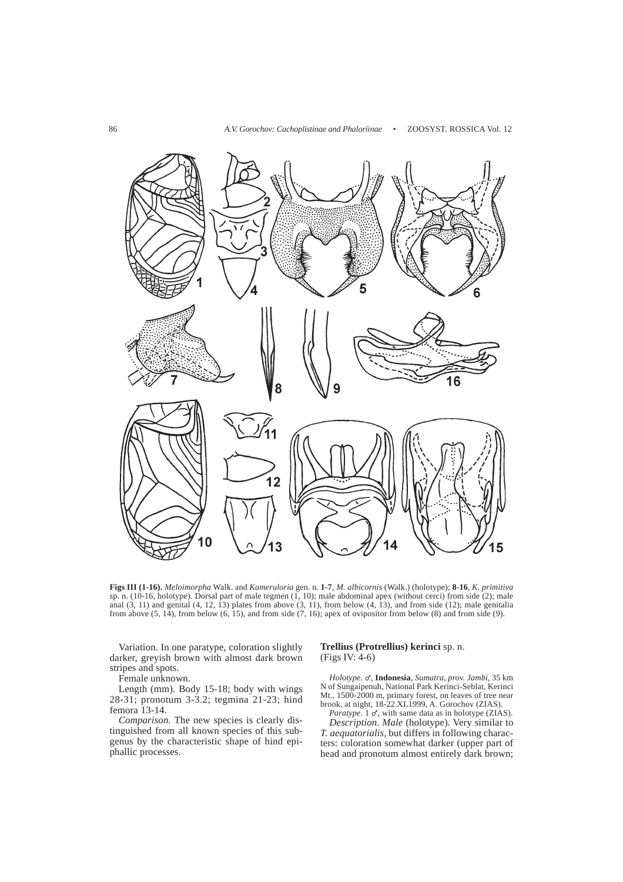**Figs III (1-16).** *Meloimorpha* Walk. and *Kameruloria* gen. n. **1-7**, *M. albicornis* (Walk.) (holotype); **8-16**, *K. primitiva* sp. n. (10-16, holotype). Dorsal part of male tegmen (1, 10); male abdominal apex (without cerci) from side (2); male anal (3, 11) and genital (4, 12, 13) plates from above (3, 11), from below (4, 13), and from side (12); male genitalia from above (5, 14), from below (6, 15), and from side (7, 16); apex of ovipositor from below (8) and from side (9).

Variation. In one paratype, coloration slightly darker, greyish brown with almost dark brown stripes and spots.

Female unknown.

Length (mm). Body 15-18; body with wings 28-31; pronotum 3-3.2; tegmina 21-23; hind femora 13-14.

*Comparison.* The new species is clearly distinguished from all known species of this subgenus by the characteristic shape of hind epiphallic processes.

**Trellius (Protrellius) kerinci** sp. n.
(Figs IV: 4-6)

*Holotype.* ♂, **Indonesia**, *Sumatra, prov. Jambi*, 35 km N of Sungaipenuh, National Park Kerinci-Seblat, Kerinci Mt., 1500-2000 m, primary forest, on leaves of tree near brook, at night, 18-22.XI.1999, A. Gorochov (ZIAS).

*Paratype.* 1 ♂, with same data as in holotype (ZIAS).

*Description. Male* (holotype). Very similar to *T. aequatorialis*, but differs in following characters: coloration somewhat darker (upper part of head and pronotum almost entirely dark brown;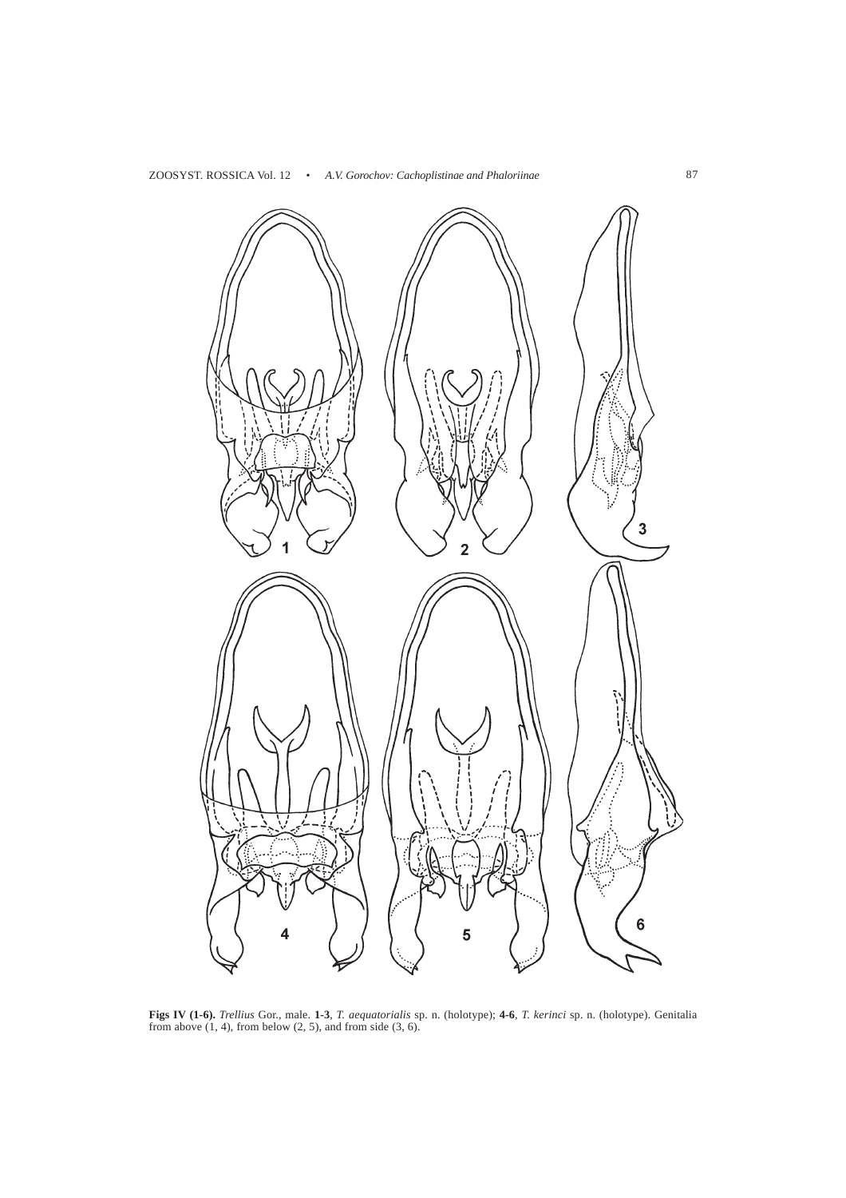**Figs IV (1-6).** *Trellius* Gor., male. **1-3**, *T. aequatorialis* sp. n. (holotype); **4-6**, *T. kerinci* sp. n. (holotype). Genitalia from above (1, 4), from below (2, 5), and from side (3, 6).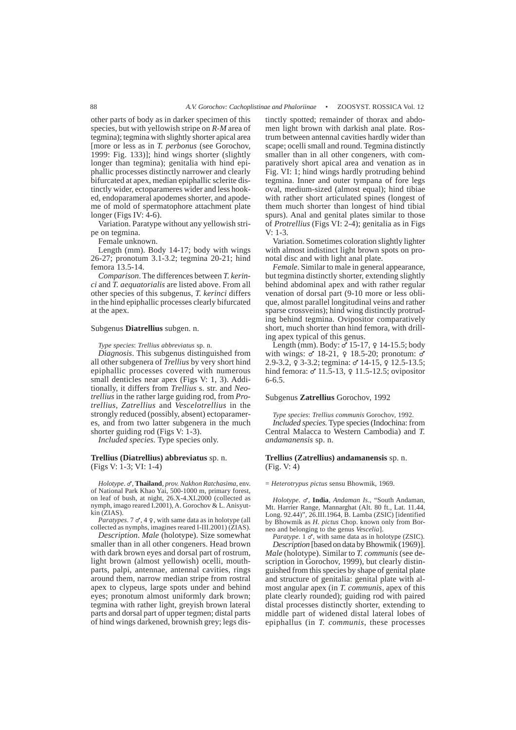other parts of body as in darker specimen of this species, but with yellowish stripe on *R-M* area of tegmina); tegmina with slightly shorter apical area [more or less as in *T. perbonus* (see Gorochov, 1999: Fig. 133)]; hind wings shorter (slightly longer than tegmina); genitalia with hind epiphallic processes distinctly narrower and clearly bifurcated at apex, median epiphallic sclerite distinctly wider, ectoparameres wider and less hooked, endoparameral apodemes shorter, and apodeme of mold of spermatophore attachment plate longer (Figs IV: 4-6).

Variation. Paratype without any yellowish stripe on tegmina.

Female unknown.

Length (mm). Body 14-17; body with wings 26-27; pronotum 3.1-3.2; tegmina 20-21; hind femora 13.5-14.

*Comparison*. The differences between *T. kerinci* and *T. aequatorialis* are listed above. From all other species of this subgenus, *T. kerinci* differs in the hind epiphallic processes clearly bifurcated at the apex.

## Subgenus **Diatrellius** subgen. n.

*Type species*: *Trellius abbreviatus* sp. n.

*Diagnosis*. This subgenus distinguished from all other subgenera of *Trellius* by very short hind epiphallic processes covered with numerous small denticles near apex (Figs V: 1, 3). Additionally, it differs from *Trellius* s. str. and *Neotrellius* in the rather large guiding rod, from *Protrellius, Zatrellius* and *Vescelotrellius* in the strongly reduced (possibly, absent) ectoparameres, and from two latter subgenera in the much shorter guiding rod (Figs V: 1-3).

*Included species*. Type species only.

### **Trellius (Diatrellius) abbreviatus** sp. n.
(Figs V: 1-3; VI: 1-4)

*Holotype*. ♂, **Thailand**, *prov. Nakhon Ratchasima*, env. of National Park Khao Yai, 500-1000 m, primary forest, on leaf of bush, at night, 26.X-4.XI.2000 (collected as nymph, imago reared I.2001), A. Gorochov & L. Anisyutkin (ZIAS).

*Paratypes*. 7 ♂, 4 ♀, with same data as in holotype (all collected as nymphs, imagines reared I-III.2001) (ZIAS).

*Description*. *Male* (holotype). Size somewhat smaller than in all other congeners. Head brown with dark brown eyes and dorsal part of rostrum, light brown (almost yellowish) ocelli, mouthparts, palpi, antennae, antennal cavities, rings around them, narrow median stripe from rostral apex to clypeus, large spots under and behind eyes; pronotum almost uniformly dark brown; tegmina with rather light, greyish brown lateral parts and dorsal part of upper tegmen; distal parts of hind wings darkened, brownish grey; legs distinctly spotted; remainder of thorax and abdomen light brown with darkish anal plate. Rostrum between antennal cavities hardly wider than scape; ocelli small and round. Tegmina distinctly smaller than in all other congeners, with comparatively short apical area and venation as in Fig. VI: 1; hind wings hardly protruding behind tegmina. Inner and outer tympana of fore legs oval, medium-sized (almost equal); hind tibiae with rather short articulated spines (longest of them much shorter than longest of hind tibial spurs). Anal and genital plates similar to those of *Protrellius* (Figs VI: 2-4); genitalia as in Figs V: 1-3.

Variation. Sometimes coloration slightly lighter with almost indistinct light brown spots on pronotal disc and with light anal plate.

*Female*. Similar to male in general appearance, but tegmina distinctly shorter, extending slightly behind abdominal apex and with rather regular venation of dorsal part (9-10 more or less oblique, almost parallel longitudinal veins and rather sparse crossveins); hind wing distinctly protruding behind tegmina. Ovipositor comparatively short, much shorter than hind femora, with drilling apex typical of this genus.

Length (mm). Body: ♂ 15-17, ♀ 14-15.5; body with wings: ♂ 18-21, ♀ 18.5-20; pronotum: ♂ 2.9-3.2, ♀ 3-3.2; tegmina: ♂ 14-15, ♀ 12.5-13.5; hind femora: ♂ 11.5-13, ♀ 11.5-12.5; ovipositor 6-6.5.

## Subgenus **Zatrellius** Gorochov, 1992

*Type species*: *Trellius communis* Gorochov, 1992.

*Included species*. Type species (Indochina: from Central Malacca to Western Cambodia) and *T. andamanensis* sp. n.

### **Trellius (Zatrellius) andamanensis** sp. n.
(Fig. V: 4)

= *Heterotrypus pictus* sensu Bhowmik, 1969.

*Holotype*. ♂, **India**, *Andaman Is*., "South Andaman, Mt. Harrier Range, Mannarghat (Alt. 80 ft., Lat. 11.44, Long. 92.44)", 26.III.1964, B. Lamba (ZSIC) [identified by Bhowmik as *H. pictus* Chop. known only from Borneo and belonging to the genus *Vescelia*].

*Paratype*. 1 ♂, with same data as in holotype (ZSIC).

*Description* [based on data by Bhowmik (1969)]. *Male* (holotype). Similar to *T. communis* (see description in Gorochov, 1999), but clearly distinguished from this species by shape of genital plate and structure of genitalia: genital plate with almost angular apex (in *T. communis*, apex of this plate clearly rounded); guiding rod with paired distal processes distinctly shorter, extending to middle part of widened distal lateral lobes of epiphallus (in *T. communis*, these processes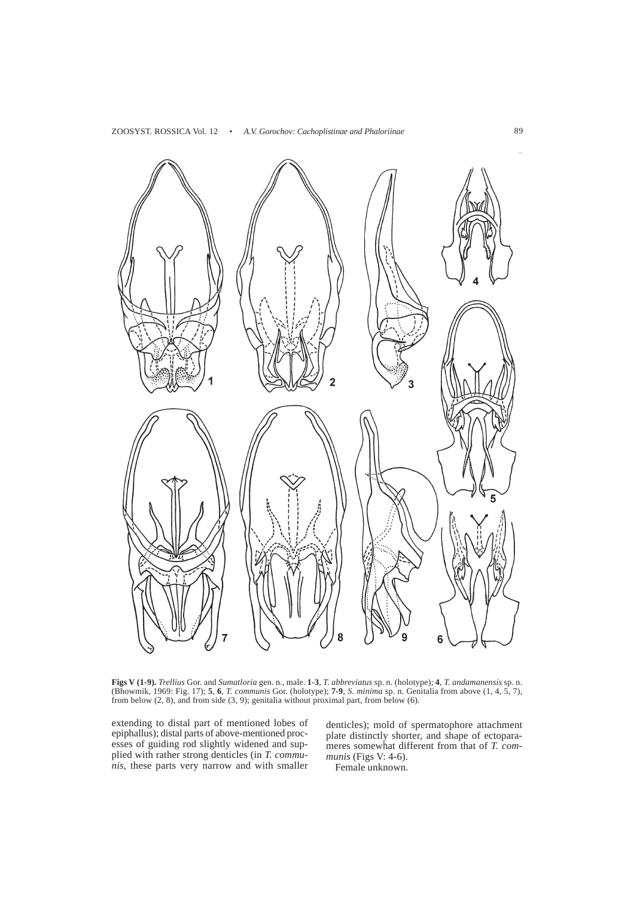**Figs V (1-9).** *Trellius* Gor. and *Sumatloria* gen. n., male. **1-3**, *T. abbreviatus* sp. n. (holotype); **4**, *T. andamanensis* sp. n. (Bhowmik, 1969: Fig. 17); **5**, **6**, *T. communis* Gor. (holotype); **7-9**, *S. minima* sp. n. Genitalia from above (1, 4, 5, 7), from below (2, 8), and from side (3, 9); genitalia without proximal part, from below (6).

extending to distal part of mentioned lobes of epiphallus); distal parts of above-mentioned processes of guiding rod slightly widened and supplied with rather strong denticles (in *T. communis*, these parts very narrow and with smaller denticles); mold of spermatophore attachment plate distinctly shorter, and shape of ectoparameres somewhat different from that of *T. communis* (Figs V: 4-6).

Female unknown.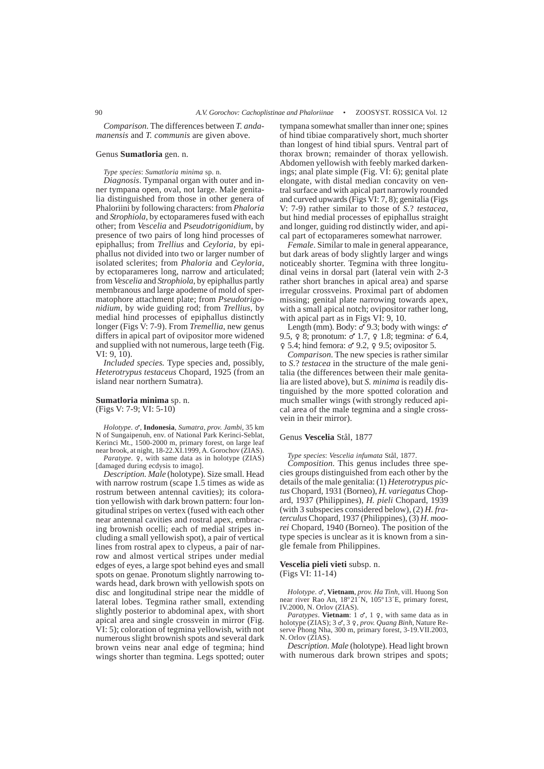*Comparison*. The differences between *T. andamanensis* and *T. communis* are given above.

## Genus **Sumatloria** gen. n.

*Type species*: *Sumatloria minima* sp. n.

*Diagnosis*. Tympanal organ with outer and inner tympana open, oval, not large. Male genitalia distinguished from those in other genera of Phaloriini by following characters: from *Phaloria* and *Strophiola*, by ectoparameres fused with each other; from *Vescelia* and *Pseudotrigonidium*, by presence of two pairs of long hind processes of epiphallus; from *Trellius* and *Ceyloria*, by epiphallus not divided into two or larger number of isolated sclerites; from *Phaloria* and *Ceyloria*, by ectoparameres long, narrow and articulated; from *Vescelia* and *Strophiola*, by epiphallus partly membranous and large apodeme of mold of spermatophore attachment plate; from *Pseudotrigonidium*, by wide guiding rod; from *Trellius*, by medial hind processes of epiphallus distinctly longer (Figs V: 7-9). From *Tremellia*, new genus differs in apical part of ovipositor more widened and supplied with not numerous, large teeth (Fig. VI: 9, 10).

*Included species*. Type species and, possibly, *Heterotrypus testaceus* Chopard, 1925 (from an island near northern Sumatra).

### **Sumatloria minima** sp. n.
(Figs V: 7-9; VI: 5-10)

*Holotype*. ♂, **Indonesia**, *Sumatra, prov. Jambi*, 35 km N of Sungaipenuh, env. of National Park Kerinci-Seblat, Kerinci Mt., 1500-2000 m, primary forest, on large leaf near brook, at night, 18-22.XI.1999, A. Gorochov (ZIAS).

*Paratype*. ♀, with same data as in holotype (ZIAS) [damaged during ecdysis to imago].

*Description. Male* (holotype). Size small. Head with narrow rostrum (scape 1.5 times as wide as rostrum between antennal cavities); its coloration yellowish with dark brown pattern: four longitudinal stripes on vertex (fused with each other near antennal cavities and rostral apex, embracing brownish ocelli; each of medial stripes including a small yellowish spot), a pair of vertical lines from rostral apex to clypeus, a pair of narrow and almost vertical stripes under medial edges of eyes, a large spot behind eyes and small spots on genae. Pronotum slightly narrowing towards head, dark brown with yellowish spots on disc and longitudinal stripe near the middle of lateral lobes. Tegmina rather small, extending slightly posterior to abdominal apex, with short apical area and single crossvein in mirror (Fig. VI: 5); coloration of tegmina yellowish, with not numerous slight brownish spots and several dark brown veins near anal edge of tegmina; hind wings shorter than tegmina. Legs spotted; outer tympana somewhat smaller than inner one; spines of hind tibiae comparatively short, much shorter than longest of hind tibial spurs. Ventral part of thorax brown; remainder of thorax yellowish. Abdomen yellowish with feebly marked darkenings; anal plate simple (Fig. VI: 6); genital plate elongate, with distal median concavity on ventral surface and with apical part narrowly rounded and curved upwards (Figs VI: 7, 8); genitalia (Figs V: 7-9) rather similar to those of *S.*? *testacea*, but hind medial processes of epiphallus straight and longer, guiding rod distinctly wider, and apical part of ectoparameres somewhat narrower.

*Female*. Similar to male in general appearance, but dark areas of body slightly larger and wings noticeably shorter. Tegmina with three longitudinal veins in dorsal part (lateral vein with 2-3 rather short branches in apical area) and sparse irregular crossveins. Proximal part of abdomen missing; genital plate narrowing towards apex, with a small apical notch; ovipositor rather long, with apical part as in Figs VI: 9, 10.

Length (mm). Body: ♂ 9.3; body with wings: ♂ 9.5, ♀ 8; pronotum: ♂ 1.7, ♀ 1.8; tegmina: ♂ 6.4, ♀ 5.4; hind femora: ♂ 9.2, ♀ 9.5; ovipositor 5.

*Comparison*. The new species is rather similar to *S.*? *testacea* in the structure of the male genitalia (the differences between their male genitalia are listed above), but *S. minima* is readily distinguished by the more spotted coloration and much smaller wings (with strongly reduced apical area of the male tegmina and a single crossvein in their mirror).

## Genus **Vescelia** Stål, 1877

*Type species*: *Vescelia infumata* Stål, 1877.

*Composition*. This genus includes three species groups distinguished from each other by the details of the male genitalia: (1) *Heterotrypus pictus* Chopard, 1931 (Borneo), *H. variegatus* Chopard, 1937 (Philippines), *H. pieli* Chopard, 1939 (with 3 subspecies considered below), (2) *H. fraterculus* Chopard, 1937 (Philippines), (3) *H. moorei* Chopard, 1940 (Borneo). The position of the type species is unclear as it is known from a single female from Philippines.

### **Vescelia pieli vieti** subsp. n.
(Figs VI: 11-14)

*Holotype*. ♂, **Vietnam**, *prov. Ha Tinh*, vill. Huong Son near river Rao An, 18º21´N, 105º13´E, primary forest, IV.2000, N. Orlov (ZIAS).

*Paratypes*. **Vietnam**: 1 ♂, 1 ♀, with same data as in holotype (ZIAS); 3 ♂, 3 ♀, *prov. Quang Binh*, Nature Reserve Phong Nha, 300 m, primary forest, 3-19.VII.2003, N. Orlov (ZIAS).

*Description. Male* (holotype). Head light brown with numerous dark brown stripes and spots;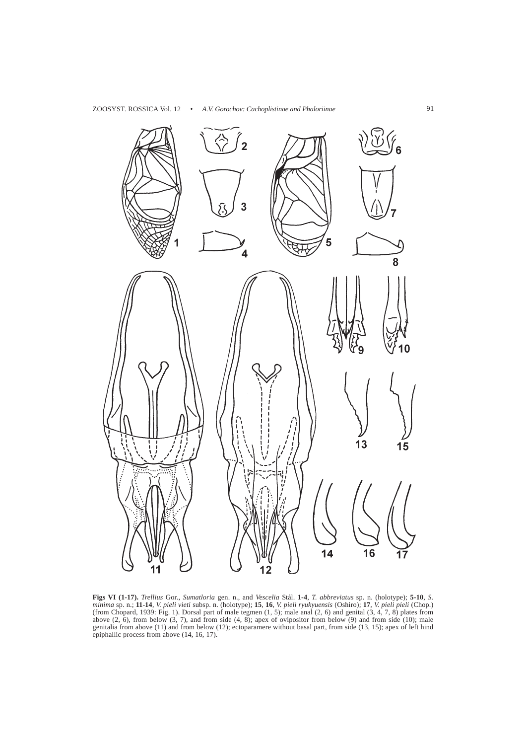**Figs VI (1-17).** *Trellius* Gor., *Sumatloria* gen. n., and *Vescelia* Stål. **1-4**, *T. abbreviatus* sp. n. (holotype); **5-10**, *S. minima* sp. n.; **11-14**, *V. pieli vieti* subsp. n. (holotype); **15**, **16**, *V. pieli ryukyuensis* (Oshiro); **17**, *V. pieli pieli* (Chop.) (from Chopard, 1939: Fig. 1). Dorsal part of male tegmen (1, 5); male anal (2, 6) and genital (3, 4, 7, 8) plates from above (2, 6), from below (3, 7), and from side (4, 8); apex of ovipositor from below (9) and from side (10); male genitalia from above (11) and from below (12); ectoparamere without basal part, from side (13, 15); apex of left hind epiphallic process from above (14, 16, 17).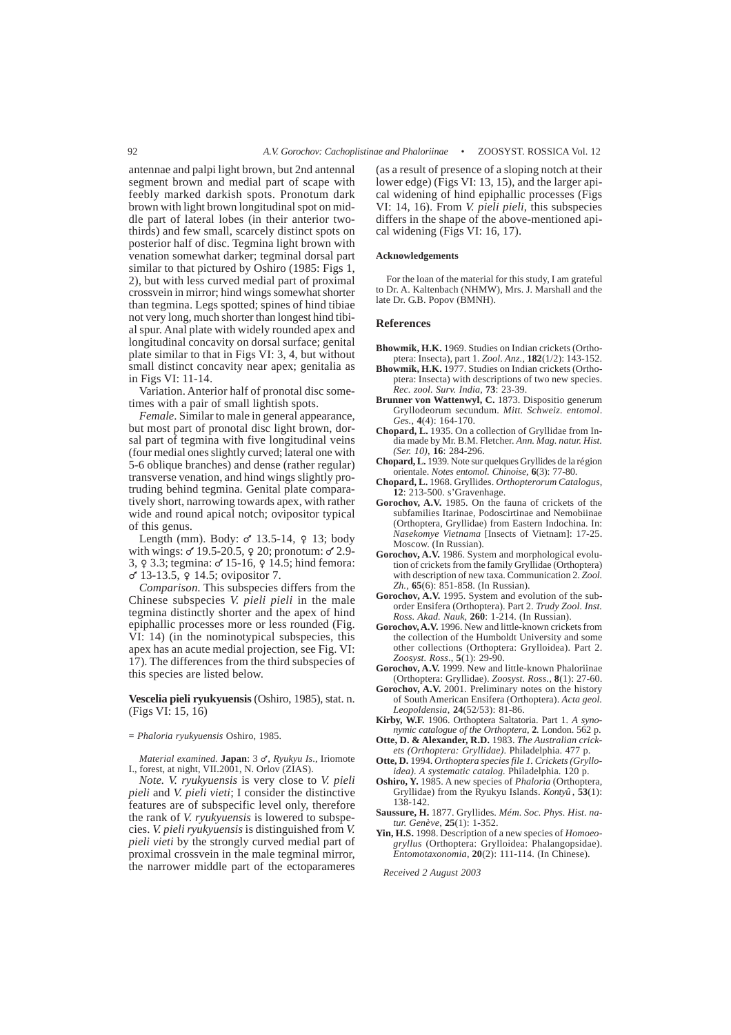antennae and palpi light brown, but 2nd antennal segment brown and medial part of scape with feebly marked darkish spots. Pronotum dark brown with light brown longitudinal spot on middle part of lateral lobes (in their anterior two-thirds) and few small, scarcely distinct spots on posterior half of disc. Tegmina light brown with venation somewhat darker; tegminal dorsal part similar to that pictured by Oshiro (1985: Figs 1, 2), but with less curved medial part of proximal crossvein in mirror; hind wings somewhat shorter than tegmina. Legs spotted; spines of hind tibiae not very long, much shorter than longest hind tibial spur. Anal plate with widely rounded apex and longitudinal concavity on dorsal surface; genital plate similar to that in Figs VI: 3, 4, but without small distinct concavity near apex; genitalia as in Figs VI: 11-14.

Variation. Anterior half of pronotal disc sometimes with a pair of small lightish spots.

*Female*. Similar to male in general appearance, but most part of pronotal disc light brown, dorsal part of tegmina with five longitudinal veins (four medial ones slightly curved; lateral one with 5-6 oblique branches) and dense (rather regular) transverse venation, and hind wings slightly protruding behind tegmina. Genital plate comparatively short, narrowing towards apex, with rather wide and round apical notch; ovipositor typical of this genus.

Length (mm). Body: ♂ 13.5-14, ♀ 13; body with wings: ♂ 19.5-20.5, ♀ 20; pronotum: ♂ 2.9-3, ♀ 3.3; tegmina: ♂ 15-16, ♀ 14.5; hind femora: ♂ 13-13.5, ♀ 14.5; ovipositor 7.

*Comparison*. This subspecies differs from the Chinese subspecies *V. pieli pieli* in the male tegmina distinctly shorter and the apex of hind epiphallic processes more or less rounded (Fig. VI: 14) (in the nominotypical subspecies, this apex has an acute medial projection, see Fig. VI: 17). The differences from the third subspecies of this species are listed below.

**Vescelia pieli ryukyuensis** (Oshiro, 1985), stat. n. (Figs VI: 15, 16)

= *Phaloria ryukyuensis* Oshiro, 1985.

*Material examined.* **Japan**: 3 ♂, *Ryukyu Is*., Iriomote I., forest, at night, VII.2001, N. Orlov (ZIAS).

*Note. V. ryukyuensis* is very close to *V. pieli pieli* and *V. pieli vieti*; I consider the distinctive features are of subspecific level only, therefore the rank of *V. ryukyuensis* is lowered to subspecies. *V. pieli ryukyuensis* is distinguished from *V. pieli vieti* by the strongly curved medial part of proximal crossvein in the male tegminal mirror, the narrower middle part of the ectoparameres (as a result of presence of a sloping notch at their lower edge) (Figs VI: 13, 15), and the larger apical widening of hind epiphallic processes (Figs VI: 14, 16). From *V. pieli pieli*, this subspecies differs in the shape of the above-mentioned apical widening (Figs VI: 16, 17).

#### Acknowledgements

For the loan of the material for this study, I am grateful to Dr. A. Kaltenbach (NHMW), Mrs. J. Marshall and the late Dr. G.B. Popov (BMNH).

## References

**Bhowmik, H.K.** 1969. Studies on Indian crickets (Orthoptera: Insecta), part 1. *Zool. Anz.*, **182**(1/2): 143-152.

**Bhowmik, H.K.** 1977. Studies on Indian crickets (Orthoptera: Insecta) with descriptions of two new species. *Rec. zool. Surv. India*, **73**: 23-39.

**Brunner von Wattenwyl, C.** 1873. Dispositio generum Gryllodeorum secundum. *Mitt. Schweiz. entomol. Ges.*, **4**(4): 164-170.

**Chopard, L.** 1935. On a collection of Gryllidae from India made by Mr. B.M. Fletcher. *Ann. Mag. natur. Hist. (Ser. 10)*, **16**: 284-296.

**Chopard, L.** 1939. Note sur quelques Gryllides de la région orientale. *Notes entomol. Chinoise*, **6**(3): 77-80.

**Chopard, L.** 1968. Gryllides. *Orthopterorum Catalogus*, **12**: 213-500. s'Gravenhage.

**Gorochov, A.V.** 1985. On the fauna of crickets of the subfamilies Itarinae, Podoscirtinae and Nemobiinae (Orthoptera, Gryllidae) from Eastern Indochina. In: *Nasekomye Vietnama* [Insects of Vietnam]: 17-25. Moscow. (In Russian).

**Gorochov, A.V.** 1986. System and morphological evolution of crickets from the family Gryllidae (Orthoptera) with description of new taxa. Communication 2. *Zool. Zh.*, **65**(6): 851-858. (In Russian).

**Gorochov, A.V.** 1995. System and evolution of the suborder Ensifera (Orthoptera). Part 2. *Trudy Zool. Inst. Ross. Akad. Nauk*, **260**: 1-214. (In Russian).

**Gorochov, A.V.** 1996. New and little-known crickets from the collection of the Humboldt University and some other collections (Orthoptera: Grylloidea). Part 2. *Zoosyst. Ross.*, **5**(1): 29-90.

**Gorochov, A.V.** 1999. New and little-known Phaloriinae (Orthoptera: Gryllidae). *Zoosyst. Ross.*, **8**(1): 27-60.

**Gorochov, A.V.** 2001. Preliminary notes on the history of South American Ensifera (Orthoptera). *Acta geol. Leopoldensia*, **24**(52/53): 81-86.

**Kirby, W.F.** 1906. Orthoptera Saltatoria. Part 1. *A synonymic catalogue of the Orthoptera*, **2**. London. 562 p.

**Otte, D. & Alexander, R.D.** 1983. *The Australian crickets (Orthoptera: Gryllidae)*. Philadelphia. 477 p.

**Otte, D.** 1994. *Orthoptera species file 1. Crickets (Grylloidea). A systematic catalog.* Philadelphia. 120 p.

**Oshiro, Y.** 1985. A new species of *Phaloria* (Orthoptera, Gryllidae) from the Ryukyu Islands. *Kontyû*, **53**(1): 138-142.

**Saussure, H.** 1877. Gryllides. *Mém. Soc. Phys. Hist. natur. Genève*, **25**(1): 1-352.

**Yin, H.S.** 1998. Description of a new species of *Homoeogryllus* (Orthoptera: Grylloidea: Phalangopsidae). *Entomotaxonomia*, **20**(2): 111-114. (In Chinese).

*Received 2 August 2003*